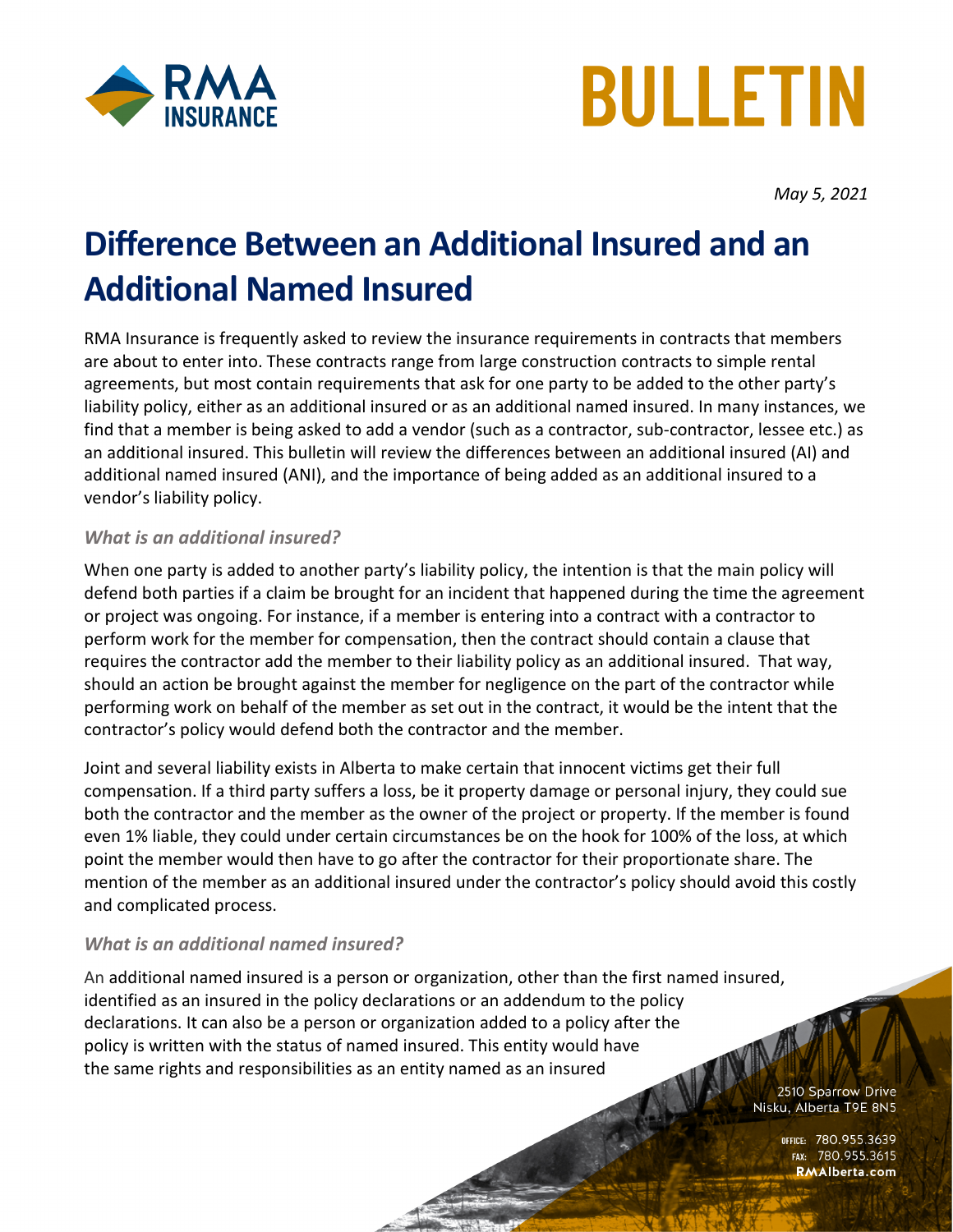May 5, 2021

# Difference Between an Additional Insured and an Additional Named Insured

RMA Insurance is frequently asked to review the insurance requirements in contracts that members are about to enter into. These contracts range from large construction contracts to simple rental agreements, but most contain requirements that ask for one party to be added to the other party's liability policy, either as an additional insured or as an additional named insured. In many instances, we find that a member is being asked to add a vendor (such as a contractor, sub-contractor, lessee etc.) as an additional insured. This bulletin will review the differences between an additional insured (AI) and additional named insured (ANI), and the importance of being added as an additional insured to a vendor's liability policy.

### *What is an additional insured?*

When one party is added to another party's liability policy, the intention is that the main policy will defend both parties if a claim be brought for an incident that happened during the time the agreement or project was ongoing. For instance, if a member is entering into a contract with a contractor to perform work for the member for compensation, then the contract should contain a clause that requires the contractor add the member to their liability policy as an additional insured. That way, should an action be brought against the member for negligence on the part of the contractor while performing work on behalf of the member as set out in the contract, it would be the intent that the contractor's policy would defend both the contractor and the member.

Joint and several liability exists in Alberta to make certain that innocent victims get their full compensation. If a third party suffers a loss, be it property damage or personal injury, they could sue both the contractor and the member as the owner of the project or property. If the member is found even 1% liable, they could under certain circumstances be on the hook for 100% of the loss, at which point the member would then have to go after the contractor for their proportionate share. The mention of the member as an additional insured under the contractor's policy should avoid this costly and complicated process.

### *What is an additional named insured?*

An additional named insured is a person or organization, other than the first named insured, identified as an insured in the policy declarations or an addendum to the policy declarations. It can also be a person or organization added to a policy after the policy is written with the status of named insured. This entity would have the same rights and responsibilities as an entity named as an insured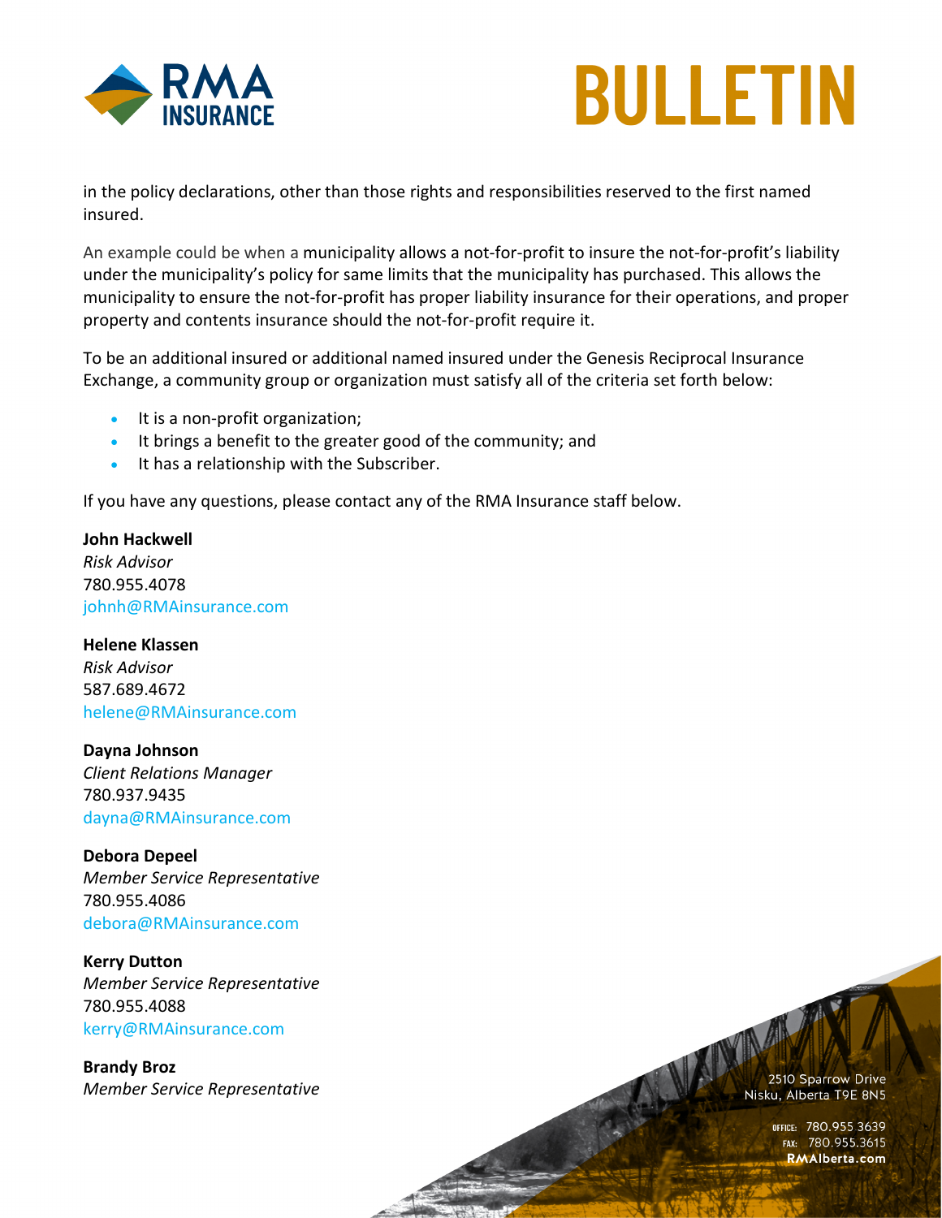in the policy declarations, other than those rights and responsibilities reserved to the first named insured.

An example could be when a municipality allows a not-for-profit to insure the not-for-profit's liability under the municipality's policy for same limits that the municipality has purchased. This allows the municipality to ensure the not-for-profit has proper liability insurance for their operations, and proper property and contents insurance should the not-for-profit require it.

To be an additional insured or additional named insured under the Genesis Reciprocal Insurance Exchange, a community group or organization must satisfy all of the criteria set forth below:

- It is a non-profit organization;
- It brings a benefit to the greater good of the community; and
- It has a relationship with the Subscriber.

If you have any questions, please contact any of the RMA Insurance staff below.

**John Hackwell**
*Risk Advisor*
780.955.4078
johnh@RMAinsurance.com

**Helene Klassen**
*Risk Advisor*
587.689.4672
helene@RMAinsurance.com

**Dayna Johnson**
*Client Relations Manager*
780.937.9435
dayna@RMAinsurance.com

**Debora Depeel**
*Member Service Representative*
780.955.4086
debora@RMAinsurance.com

**Kerry Dutton**
*Member Service Representative*
780.955.4088
kerry@RMAinsurance.com

**Brandy Broz**
*Member Service Representative*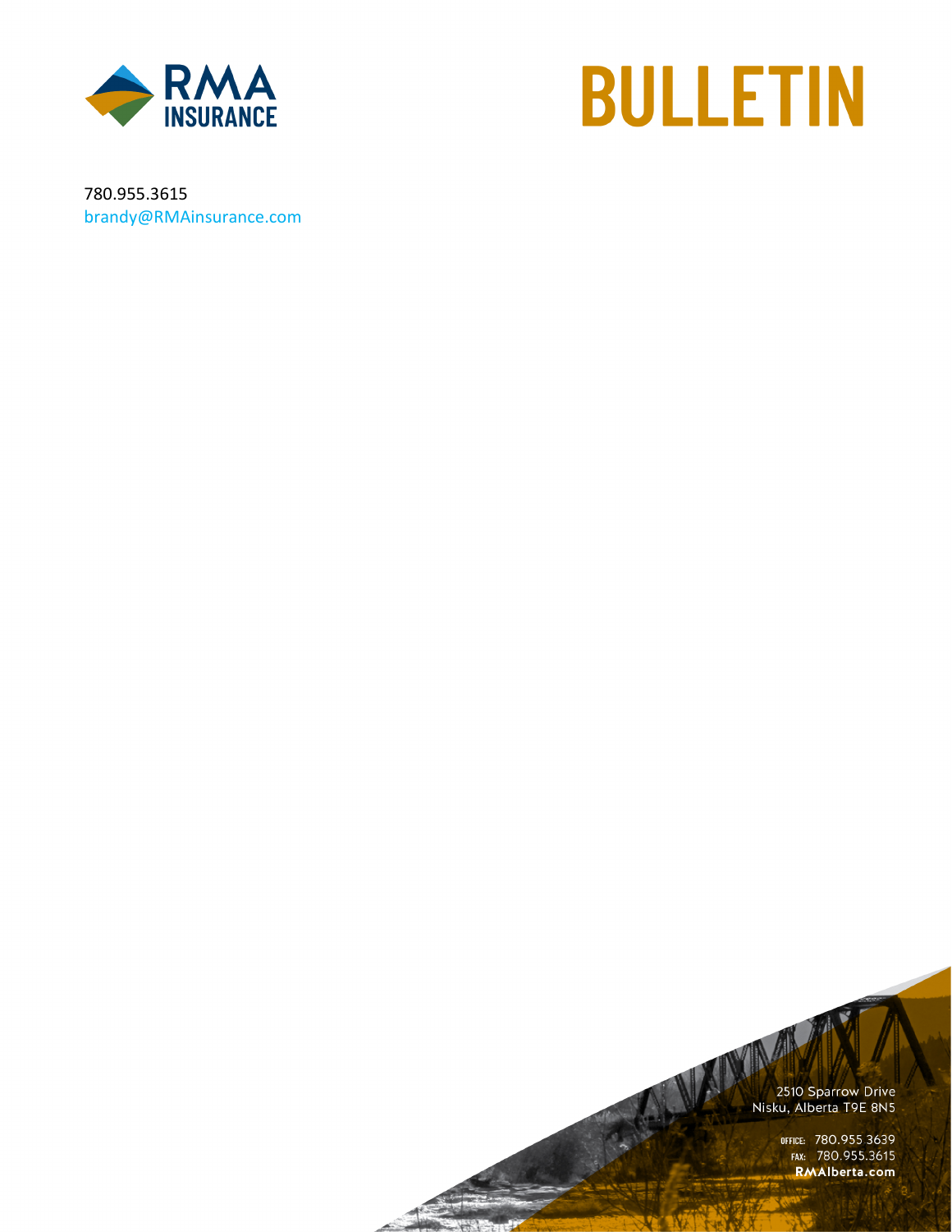# BULLETIN

780.955.3615
brandy@RMAinsurance.com

2510 Sparrow Drive
Nisku, Alberta T9E 8N5

OFFICE: 780.955.3639
FAX: 780.955.3615
RMAlberta.com